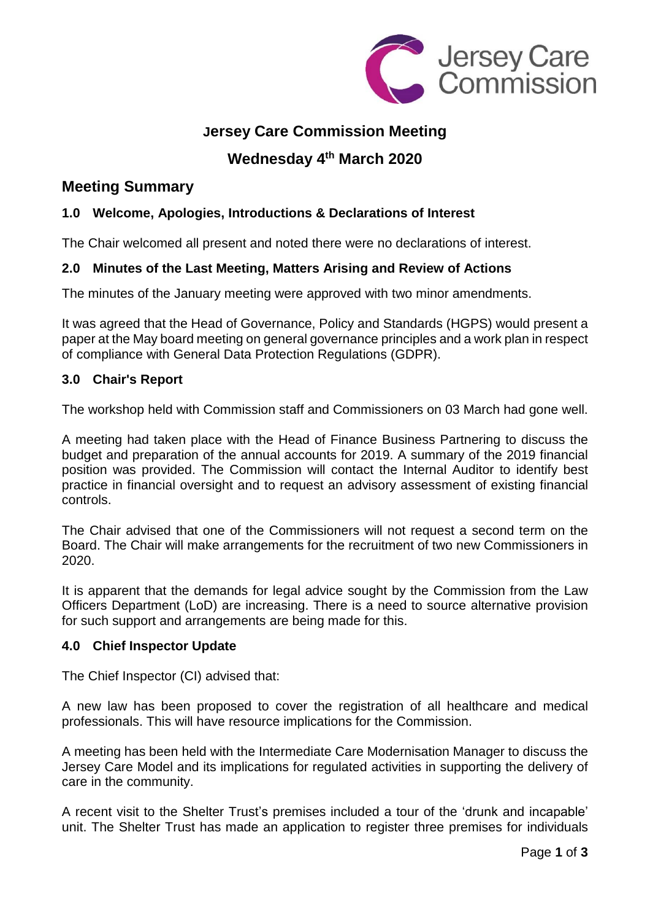# Jersey Care Commission Meeting

# Wednesday 4th March 2020

## Meeting Summary

### 1.0 Welcome, Apologies, Introductions & Declarations of Interest

The Chair welcomed all present and noted there were no declarations of interest.

### 2.0 Minutes of the Last Meeting, Matters Arising and Review of Actions

The minutes of the January meeting were approved with two minor amendments.

It was agreed that the Head of Governance, Policy and Standards (HGPS) would present a paper at the May board meeting on general governance principles and a work plan in respect of compliance with General Data Protection Regulations (GDPR).

### 3.0 Chair's Report

The workshop held with Commission staff and Commissioners on 03 March had gone well.

A meeting had taken place with the Head of Finance Business Partnering to discuss the budget and preparation of the annual accounts for 2019. A summary of the 2019 financial position was provided. The Commission will contact the Internal Auditor to identify best practice in financial oversight and to request an advisory assessment of existing financial controls.

The Chair advised that one of the Commissioners will not request a second term on the Board. The Chair will make arrangements for the recruitment of two new Commissioners in 2020.

It is apparent that the demands for legal advice sought by the Commission from the Law Officers Department (LoD) are increasing. There is a need to source alternative provision for such support and arrangements are being made for this.

### 4.0 Chief Inspector Update

The Chief Inspector (CI) advised that:

A new law has been proposed to cover the registration of all healthcare and medical professionals. This will have resource implications for the Commission.

A meeting has been held with the Intermediate Care Modernisation Manager to discuss the Jersey Care Model and its implications for regulated activities in supporting the delivery of care in the community.

A recent visit to the Shelter Trust's premises included a tour of the 'drunk and incapable' unit. The Shelter Trust has made an application to register three premises for individuals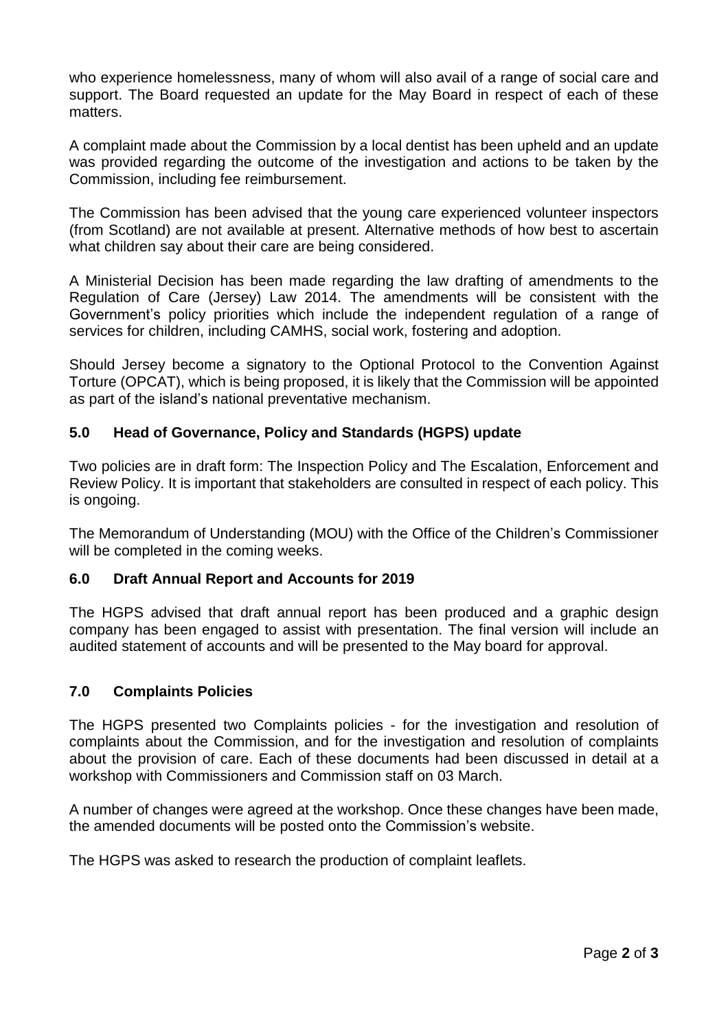who experience homelessness, many of whom will also avail of a range of social care and support. The Board requested an update for the May Board in respect of each of these matters.

A complaint made about the Commission by a local dentist has been upheld and an update was provided regarding the outcome of the investigation and actions to be taken by the Commission, including fee reimbursement.

The Commission has been advised that the young care experienced volunteer inspectors (from Scotland) are not available at present. Alternative methods of how best to ascertain what children say about their care are being considered.

A Ministerial Decision has been made regarding the law drafting of amendments to the Regulation of Care (Jersey) Law 2014. The amendments will be consistent with the Government's policy priorities which include the independent regulation of a range of services for children, including CAMHS, social work, fostering and adoption.

Should Jersey become a signatory to the Optional Protocol to the Convention Against Torture (OPCAT), which is being proposed, it is likely that the Commission will be appointed as part of the island's national preventative mechanism.

## 5.0 Head of Governance, Policy and Standards (HGPS) update

Two policies are in draft form: The Inspection Policy and The Escalation, Enforcement and Review Policy. It is important that stakeholders are consulted in respect of each policy. This is ongoing.

The Memorandum of Understanding (MOU) with the Office of the Children's Commissioner will be completed in the coming weeks.

## 6.0 Draft Annual Report and Accounts for 2019

The HGPS advised that draft annual report has been produced and a graphic design company has been engaged to assist with presentation. The final version will include an audited statement of accounts and will be presented to the May board for approval.

## 7.0 Complaints Policies

The HGPS presented two Complaints policies - for the investigation and resolution of complaints about the Commission, and for the investigation and resolution of complaints about the provision of care. Each of these documents had been discussed in detail at a workshop with Commissioners and Commission staff on 03 March.

A number of changes were agreed at the workshop. Once these changes have been made, the amended documents will be posted onto the Commission's website.

The HGPS was asked to research the production of complaint leaflets.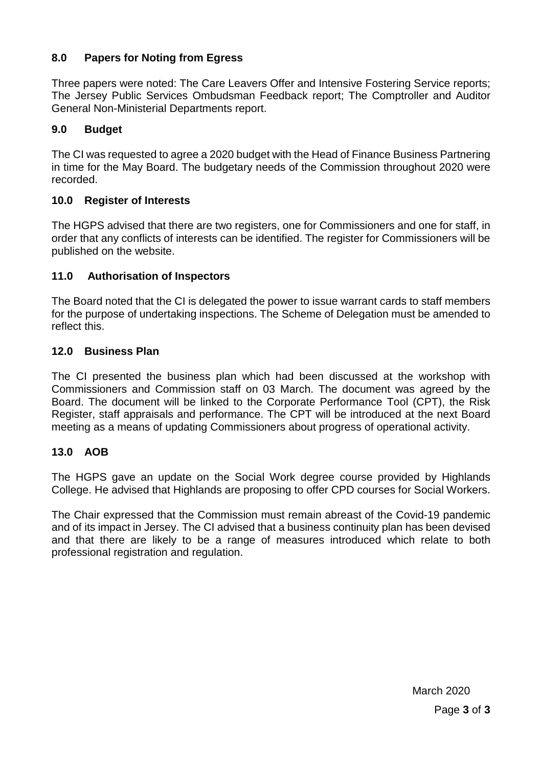## 8.0 Papers for Noting from Egress

Three papers were noted: The Care Leavers Offer and Intensive Fostering Service reports; The Jersey Public Services Ombudsman Feedback report; The Comptroller and Auditor General Non-Ministerial Departments report.

## 9.0 Budget

The CI was requested to agree a 2020 budget with the Head of Finance Business Partnering in time for the May Board. The budgetary needs of the Commission throughout 2020 were recorded.

## 10.0 Register of Interests

The HGPS advised that there are two registers, one for Commissioners and one for staff, in order that any conflicts of interests can be identified. The register for Commissioners will be published on the website.

## 11.0 Authorisation of Inspectors

The Board noted that the CI is delegated the power to issue warrant cards to staff members for the purpose of undertaking inspections. The Scheme of Delegation must be amended to reflect this.

## 12.0 Business Plan

The CI presented the business plan which had been discussed at the workshop with Commissioners and Commission staff on 03 March. The document was agreed by the Board. The document will be linked to the Corporate Performance Tool (CPT), the Risk Register, staff appraisals and performance. The CPT will be introduced at the next Board meeting as a means of updating Commissioners about progress of operational activity.

## 13.0 AOB

The HGPS gave an update on the Social Work degree course provided by Highlands College. He advised that Highlands are proposing to offer CPD courses for Social Workers.

The Chair expressed that the Commission must remain abreast of the Covid-19 pandemic and of its impact in Jersey. The CI advised that a business continuity plan has been devised and that there are likely to be a range of measures introduced which relate to both professional registration and regulation.

March 2020